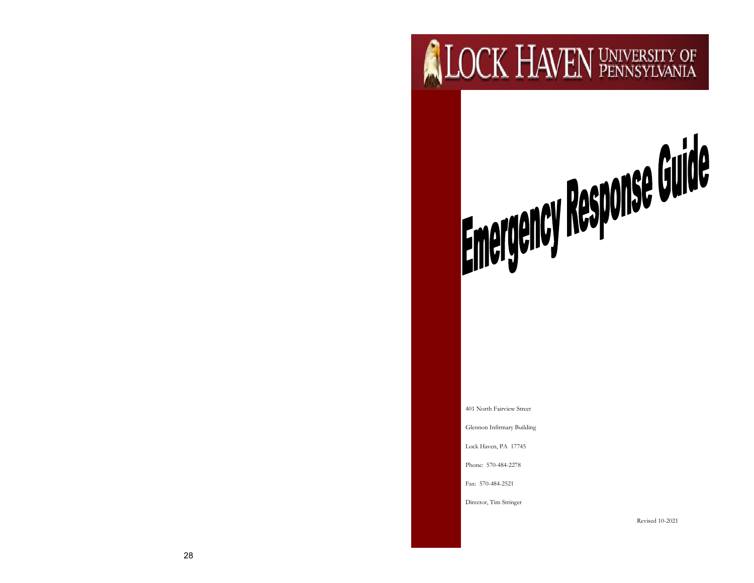# LOCK HAVEN UNIVERSITY OF PENNSYLVANIA

# Emergency Response Guide

401 North Fairview Street

Glennon Infirmary Building

Lock Haven, PA 17745

Phone: 570-484-2278

Fax: 570-484-2521

Director, Tim Stringer

Revised 10-2021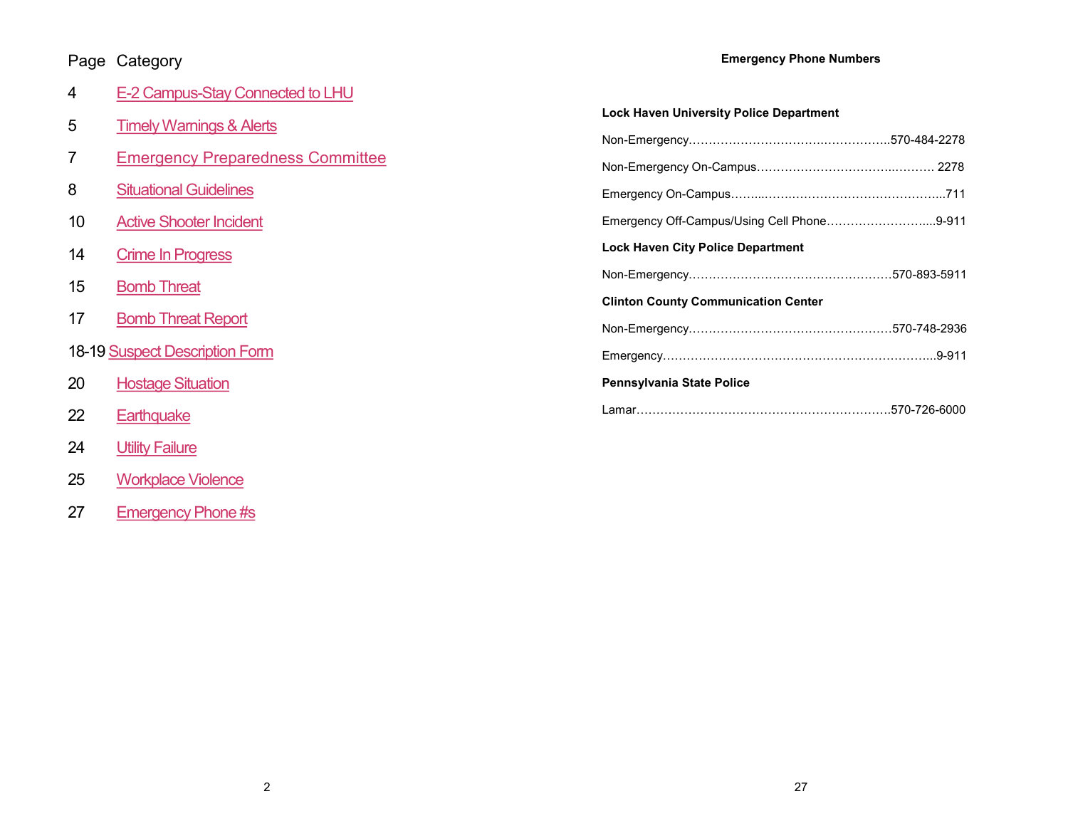| Page | Category |
|---|---|
| 4 | E-2 Campus-Stay Connected to LHU |
| 5 | Timely Warnings & Alerts |
| 7 | Emergency Preparedness Committee |
| 8 | Situational Guidelines |
| 10 | Active Shooter Incident |
| 14 | Crime In Progress |
| 15 | Bomb Threat |
| 17 | Bomb Threat Report |
| 18-19 | Suspect Description Form |
| 20 | Hostage Situation |
| 22 | Earthquake |
| 24 | Utility Failure |
| 25 | Workplace Violence |
| 27 | Emergency Phone #s |

## Emergency Phone Numbers

**Lock Haven University Police Department**

Non-Emergency……………………………….……………570-484-2278

Non-Emergency On-Campus……………………………..………. 2278

Emergency On-Campus……...……..……………………………...711

Emergency Off-Campus/Using Cell Phone……………………....9-911

**Lock Haven City Police Department**

Non-Emergency……………………………………………570-893-5911

**Clinton County Communication Center**

Non-Emergency……………………………………………570-748-2936

Emergency…………………………………………………………..9-911

**Pennsylvania State Police**

Lamar………………………………………………………570-726-6000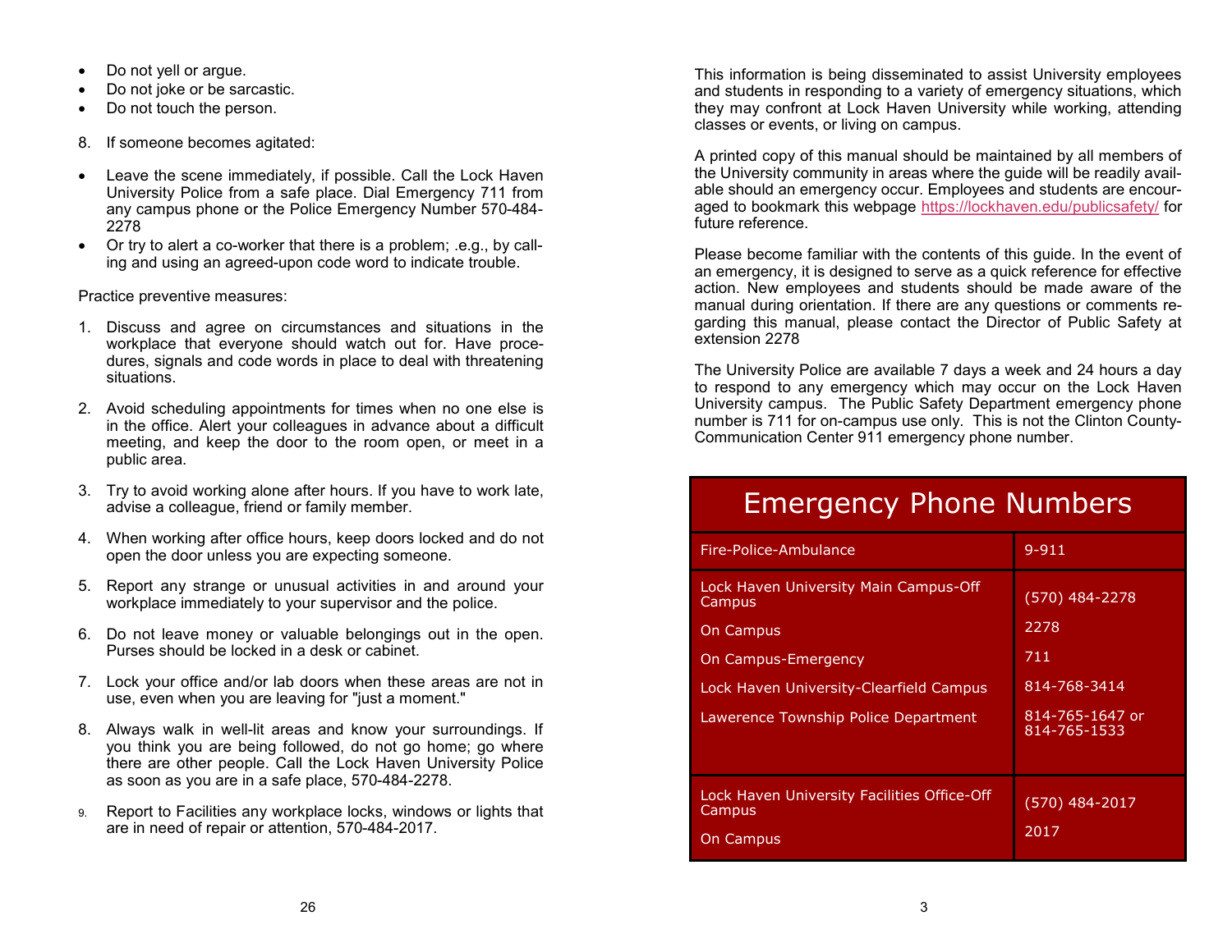- Do not yell or argue.
- Do not joke or be sarcastic.
- Do not touch the person.

8. If someone becomes agitated:

- Leave the scene immediately, if possible. Call the Lock Haven University Police from a safe place. Dial Emergency 711 from any campus phone or the Police Emergency Number 570-484-2278
- Or try to alert a co-worker that there is a problem; .e.g., by calling and using an agreed-upon code word to indicate trouble.

Practice preventive measures:

1. Discuss and agree on circumstances and situations in the workplace that everyone should watch out for. Have procedures, signals and code words in place to deal with threatening situations.
2. Avoid scheduling appointments for times when no one else is in the office. Alert your colleagues in advance about a difficult meeting, and keep the door to the room open, or meet in a public area.
3. Try to avoid working alone after hours. If you have to work late, advise a colleague, friend or family member.
4. When working after office hours, keep doors locked and do not open the door unless you are expecting someone.
5. Report any strange or unusual activities in and around your workplace immediately to your supervisor and the police.
6. Do not leave money or valuable belongings out in the open. Purses should be locked in a desk or cabinet.
7. Lock your office and/or lab doors when these areas are not in use, even when you are leaving for "just a moment."
8. Always walk in well-lit areas and know your surroundings. If you think you are being followed, do not go home; go where there are other people. Call the Lock Haven University Police as soon as you are in a safe place, 570-484-2278.
9. Report to Facilities any workplace locks, windows or lights that are in need of repair or attention, 570-484-2017.

This information is being disseminated to assist University employees and students in responding to a variety of emergency situations, which they may confront at Lock Haven University while working, attending classes or events, or living on campus.

A printed copy of this manual should be maintained by all members of the University community in areas where the guide will be readily available should an emergency occur. Employees and students are encouraged to bookmark this webpage https://lockhaven.edu/publicsafety/ for future reference.

Please become familiar with the contents of this guide. In the event of an emergency, it is designed to serve as a quick reference for effective action. New employees and students should be made aware of the manual during orientation. If there are any questions or comments regarding this manual, please contact the Director of Public Safety at extension 2278

The University Police are available 7 days a week and 24 hours a day to respond to any emergency which may occur on the Lock Haven University campus. The Public Safety Department emergency phone number is 711 for on-campus use only. This is not the Clinton County-Communication Center 911 emergency phone number.

## Emergency Phone Numbers

| | |
|---|---|
| Fire-Police-Ambulance | 9-911 |
| Lock Haven University Main Campus-Off Campus | (570) 484-2278 |
| On Campus | 2278 |
| On Campus-Emergency | 711 |
| Lock Haven University-Clearfield Campus | 814-768-3414 |
| Lawerence Township Police Department | 814-765-1647 or 814-765-1533 |
| Lock Haven University Facilities Office-Off Campus | (570) 484-2017 |
| On Campus | 2017 |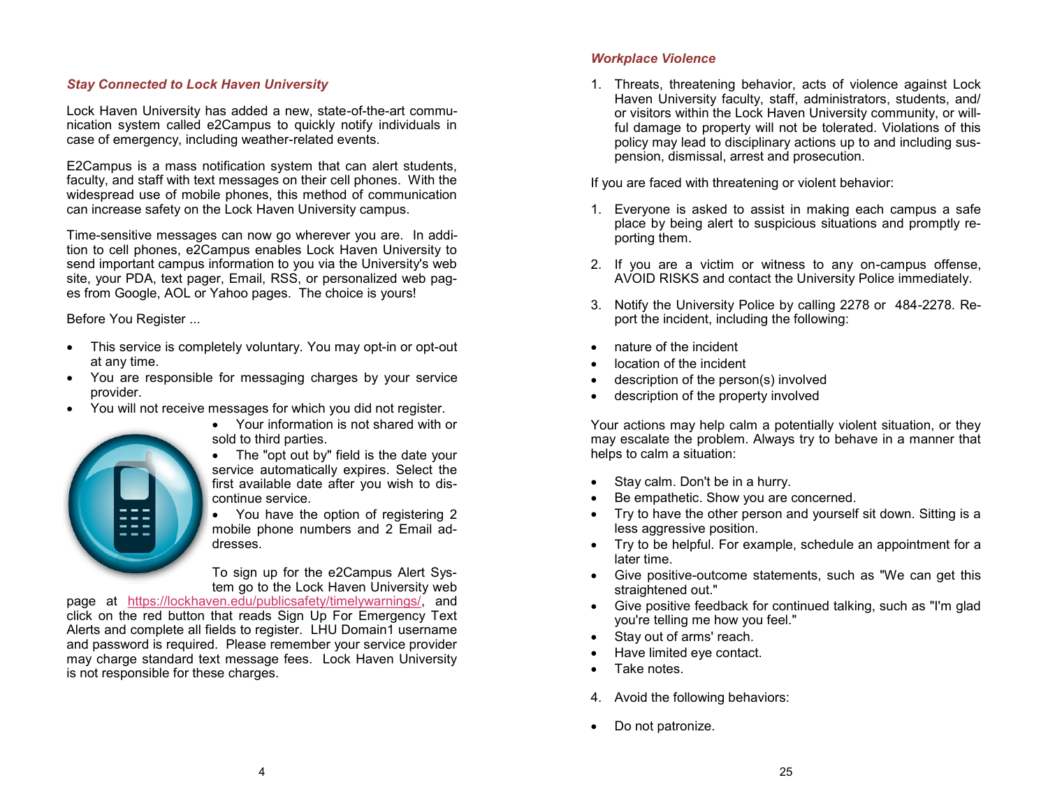### *Stay Connected to Lock Haven University*

Lock Haven University has added a new, state-of-the-art communication system called e2Campus to quickly notify individuals in case of emergency, including weather-related events.

E2Campus is a mass notification system that can alert students, faculty, and staff with text messages on their cell phones. With the widespread use of mobile phones, this method of communication can increase safety on the Lock Haven University campus.

Time-sensitive messages can now go wherever you are. In addition to cell phones, e2Campus enables Lock Haven University to send important campus information to you via the University's web site, your PDA, text pager, Email, RSS, or personalized web pages from Google, AOL or Yahoo pages. The choice is yours!

Before You Register ...

- This service is completely voluntary. You may opt-in or opt-out at any time.
- You are responsible for messaging charges by your service provider.
- You will not receive messages for which you did not register.
- Your information is not shared with or sold to third parties.
- The "opt out by" field is the date your service automatically expires. Select the first available date after you wish to discontinue service.
- You have the option of registering 2 mobile phone numbers and 2 Email addresses.

To sign up for the e2Campus Alert System go to the Lock Haven University web page at https://lockhaven.edu/publicsafety/timelywarnings/, and click on the red button that reads Sign Up For Emergency Text Alerts and complete all fields to register. LHU Domain1 username and password is required. Please remember your service provider may charge standard text message fees. Lock Haven University is not responsible for these charges.

### *Workplace Violence*

1. Threats, threatening behavior, acts of violence against Lock Haven University faculty, staff, administrators, students, and/or visitors within the Lock Haven University community, or willful damage to property will not be tolerated. Violations of this policy may lead to disciplinary actions up to and including suspension, dismissal, arrest and prosecution.

If you are faced with threatening or violent behavior:

1. Everyone is asked to assist in making each campus a safe place by being alert to suspicious situations and promptly reporting them.

2. If you are a victim or witness to any on-campus offense, AVOID RISKS and contact the University Police immediately.

3. Notify the University Police by calling 2278 or 484-2278. Report the incident, including the following:

- nature of the incident
- location of the incident
- description of the person(s) involved
- description of the property involved

Your actions may help calm a potentially violent situation, or they may escalate the problem. Always try to behave in a manner that helps to calm a situation:

- Stay calm. Don't be in a hurry.
- Be empathetic. Show you are concerned.
- Try to have the other person and yourself sit down. Sitting is a less aggressive position.
- Try to be helpful. For example, schedule an appointment for a later time.
- Give positive-outcome statements, such as "We can get this straightened out."
- Give positive feedback for continued talking, such as "I'm glad you're telling me how you feel."
- Stay out of arms' reach.
- Have limited eye contact.
- Take notes.

4. Avoid the following behaviors:

- Do not patronize.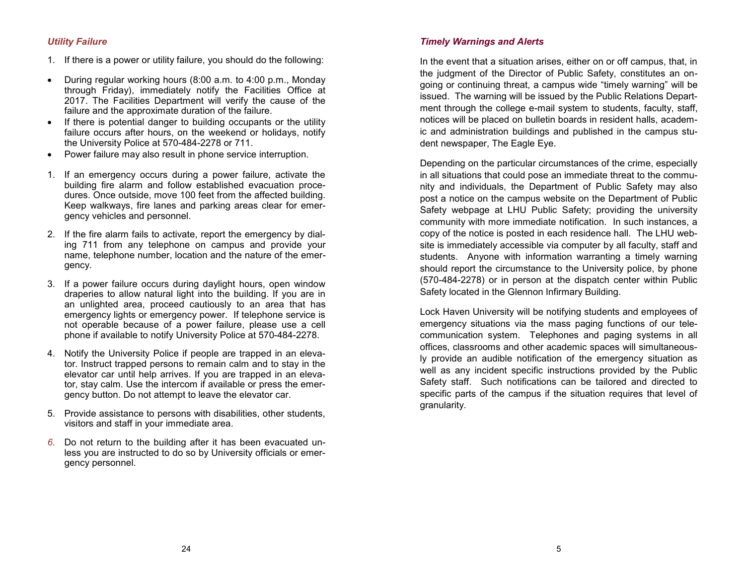### *Utility Failure*

1. If there is a power or utility failure, you should do the following:

- During regular working hours (8:00 a.m. to 4:00 p.m., Monday through Friday), immediately notify the Facilities Office at 2017. The Facilities Department will verify the cause of the failure and the approximate duration of the failure.
- If there is potential danger to building occupants or the utility failure occurs after hours, on the weekend or holidays, notify the University Police at 570-484-2278 or 711.
- Power failure may also result in phone service interruption.

1. If an emergency occurs during a power failure, activate the building fire alarm and follow established evacuation procedures. Once outside, move 100 feet from the affected building. Keep walkways, fire lanes and parking areas clear for emergency vehicles and personnel.
2. If the fire alarm fails to activate, report the emergency by dialing 711 from any telephone on campus and provide your name, telephone number, location and the nature of the emergency.
3. If a power failure occurs during daylight hours, open window draperies to allow natural light into the building. If you are in an unlighted area, proceed cautiously to an area that has emergency lights or emergency power. If telephone service is not operable because of a power failure, please use a cell phone if available to notify University Police at 570-484-2278.
4. Notify the University Police if people are trapped in an elevator. Instruct trapped persons to remain calm and to stay in the elevator car until help arrives. If you are trapped in an elevator, stay calm. Use the intercom if available or press the emergency button. Do not attempt to leave the elevator car.
5. Provide assistance to persons with disabilities, other students, visitors and staff in your immediate area.
6. Do not return to the building after it has been evacuated unless you are instructed to do so by University officials or emergency personnel.

### *Timely Warnings and Alerts*

In the event that a situation arises, either on or off campus, that, in the judgment of the Director of Public Safety, constitutes an ongoing or continuing threat, a campus wide "timely warning" will be issued. The warning will be issued by the Public Relations Department through the college e-mail system to students, faculty, staff, notices will be placed on bulletin boards in resident halls, academic and administration buildings and published in the campus student newspaper, The Eagle Eye.

Depending on the particular circumstances of the crime, especially in all situations that could pose an immediate threat to the community and individuals, the Department of Public Safety may also post a notice on the campus website on the Department of Public Safety webpage at LHU Public Safety; providing the university community with more immediate notification. In such instances, a copy of the notice is posted in each residence hall. The LHU website is immediately accessible via computer by all faculty, staff and students. Anyone with information warranting a timely warning should report the circumstance to the University police, by phone (570-484-2278) or in person at the dispatch center within Public Safety located in the Glennon Infirmary Building.

Lock Haven University will be notifying students and employees of emergency situations via the mass paging functions of our telecommunication system. Telephones and paging systems in all offices, classrooms and other academic spaces will simultaneously provide an audible notification of the emergency situation as well as any incident specific instructions provided by the Public Safety staff. Such notifications can be tailored and directed to specific parts of the campus if the situation requires that level of granularity.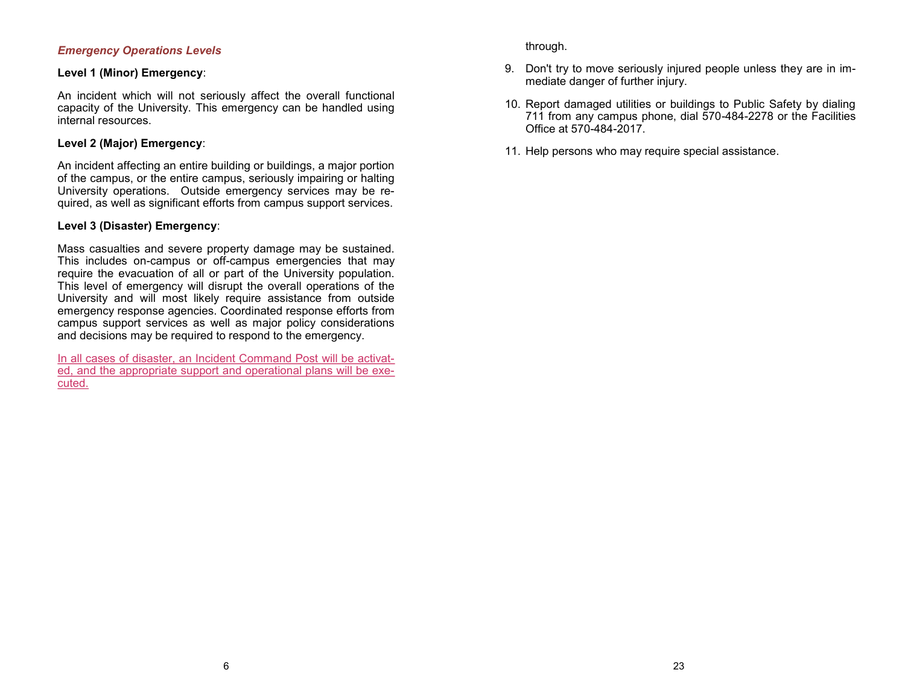### *Emergency Operations Levels*

**Level 1 (Minor) Emergency**:

An incident which will not seriously affect the overall functional capacity of the University. This emergency can be handled using internal resources.

**Level 2 (Major) Emergency**:

An incident affecting an entire building or buildings, a major portion of the campus, or the entire campus, seriously impairing or halting University operations. Outside emergency services may be required, as well as significant efforts from campus support services.

**Level 3 (Disaster) Emergency**:

Mass casualties and severe property damage may be sustained. This includes on-campus or off-campus emergencies that may require the evacuation of all or part of the University population. This level of emergency will disrupt the overall operations of the University and will most likely require assistance from outside emergency response agencies. Coordinated response efforts from campus support services as well as major policy considerations and decisions may be required to respond to the emergency.

In all cases of disaster, an Incident Command Post will be activated, and the appropriate support and operational plans will be executed.

through.

9. Don't try to move seriously injured people unless they are in immediate danger of further injury.

10. Report damaged utilities or buildings to Public Safety by dialing 711 from any campus phone, dial 570-484-2278 or the Facilities Office at 570-484-2017.

11. Help persons who may require special assistance.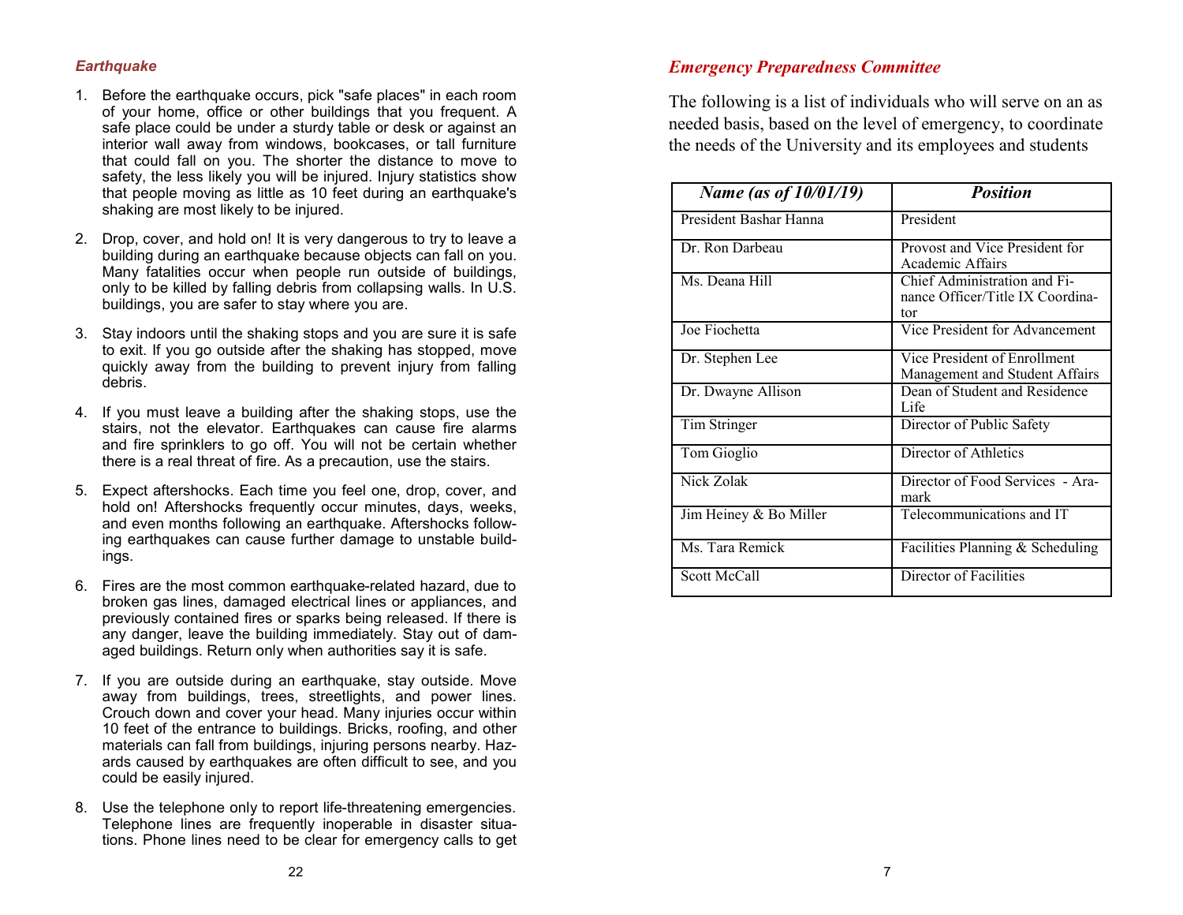### *Earthquake*

1. Before the earthquake occurs, pick "safe places" in each room of your home, office or other buildings that you frequent. A safe place could be under a sturdy table or desk or against an interior wall away from windows, bookcases, or tall furniture that could fall on you. The shorter the distance to move to safety, the less likely you will be injured. Injury statistics show that people moving as little as 10 feet during an earthquake's shaking are most likely to be injured.

2. Drop, cover, and hold on! It is very dangerous to try to leave a building during an earthquake because objects can fall on you. Many fatalities occur when people run outside of buildings, only to be killed by falling debris from collapsing walls. In U.S. buildings, you are safer to stay where you are.

3. Stay indoors until the shaking stops and you are sure it is safe to exit. If you go outside after the shaking has stopped, move quickly away from the building to prevent injury from falling debris.

4. If you must leave a building after the shaking stops, use the stairs, not the elevator. Earthquakes can cause fire alarms and fire sprinklers to go off. You will not be certain whether there is a real threat of fire. As a precaution, use the stairs.

5. Expect aftershocks. Each time you feel one, drop, cover, and hold on! Aftershocks frequently occur minutes, days, weeks, and even months following an earthquake. Aftershocks following earthquakes can cause further damage to unstable buildings.

6. Fires are the most common earthquake-related hazard, due to broken gas lines, damaged electrical lines or appliances, and previously contained fires or sparks being released. If there is any danger, leave the building immediately. Stay out of damaged buildings. Return only when authorities say it is safe.

7. If you are outside during an earthquake, stay outside. Move away from buildings, trees, streetlights, and power lines. Crouch down and cover your head. Many injuries occur within 10 feet of the entrance to buildings. Bricks, roofing, and other materials can fall from buildings, injuring persons nearby. Hazards caused by earthquakes are often difficult to see, and you could be easily injured.

8. Use the telephone only to report life-threatening emergencies. Telephone lines are frequently inoperable in disaster situations. Phone lines need to be clear for emergency calls to get

## *Emergency Preparedness Committee*

The following is a list of individuals who will serve on an as needed basis, based on the level of emergency, to coordinate the needs of the University and its employees and students

| *Name (as of 10/01/19)* | *Position* |
|---|---|
| President Bashar Hanna | President |
| Dr. Ron Darbeau | Provost and Vice President for Academic Affairs |
| Ms. Deana Hill | Chief Administration and Finance Officer/Title IX Coordinator |
| Joe Fiochetta | Vice President for Advancement |
| Dr. Stephen Lee | Vice President of Enrollment Management and Student Affairs |
| Dr. Dwayne Allison | Dean of Student and Residence Life |
| Tim Stringer | Director of Public Safety |
| Tom Gioglio | Director of Athletics |
| Nick Zolak | Director of Food Services - Aramark |
| Jim Heiney & Bo Miller | Telecommunications and IT |
| Ms. Tara Remick | Facilities Planning & Scheduling |
| Scott McCall | Director of Facilities |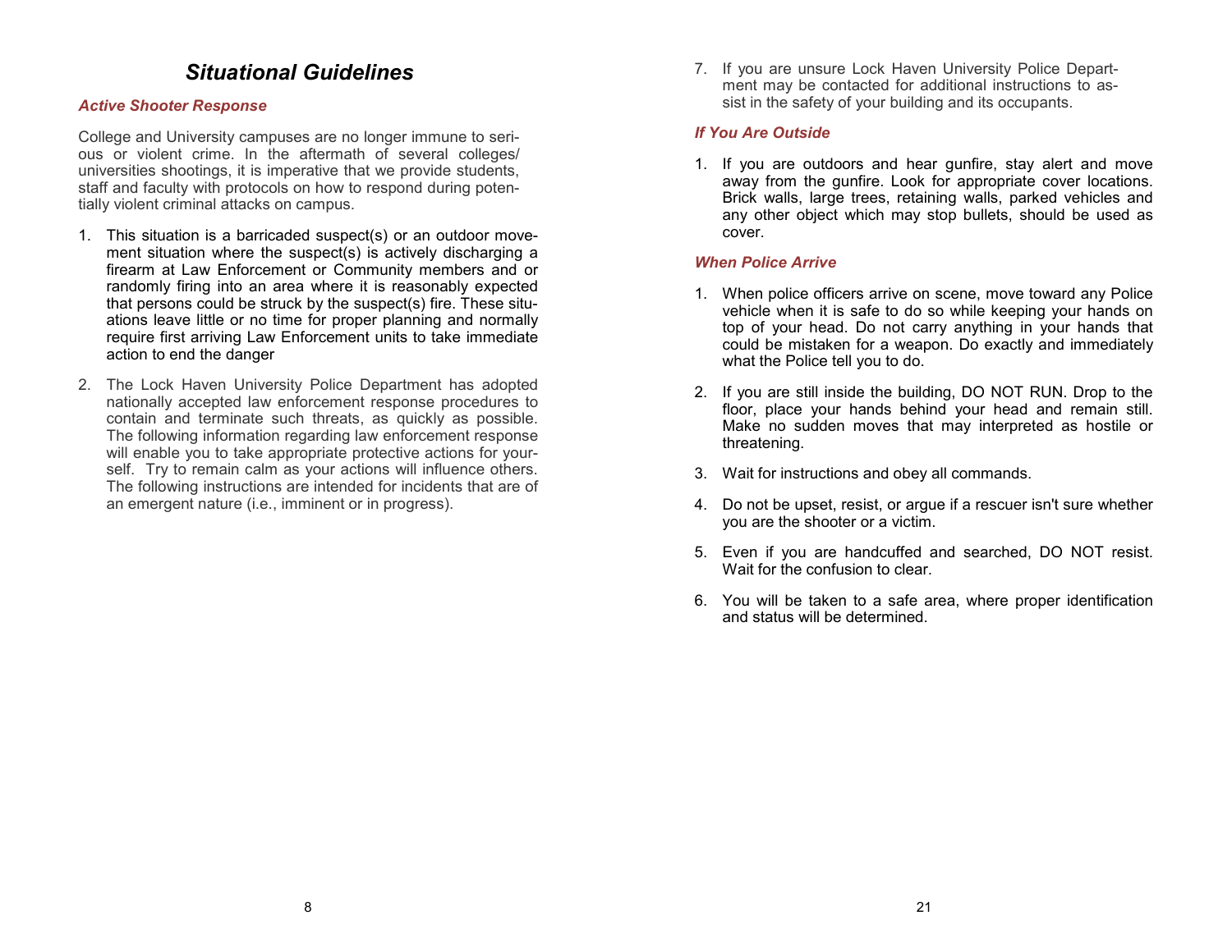# Situational Guidelines

### *Active Shooter Response*

College and University campuses are no longer immune to serious or violent crime. In the aftermath of several colleges/universities shootings, it is imperative that we provide students, staff and faculty with protocols on how to respond during potentially violent criminal attacks on campus.

1. This situation is a barricaded suspect(s) or an outdoor movement situation where the suspect(s) is actively discharging a firearm at Law Enforcement or Community members and or randomly firing into an area where it is reasonably expected that persons could be struck by the suspect(s) fire. These situations leave little or no time for proper planning and normally require first arriving Law Enforcement units to take immediate action to end the danger

2. The Lock Haven University Police Department has adopted nationally accepted law enforcement response procedures to contain and terminate such threats, as quickly as possible. The following information regarding law enforcement response will enable you to take appropriate protective actions for yourself. Try to remain calm as your actions will influence others. The following instructions are intended for incidents that are of an emergent nature (i.e., imminent or in progress).

7. If you are unsure Lock Haven University Police Department may be contacted for additional instructions to assist in the safety of your building and its occupants.

### *If You Are Outside*

1. If you are outdoors and hear gunfire, stay alert and move away from the gunfire. Look for appropriate cover locations. Brick walls, large trees, retaining walls, parked vehicles and any other object which may stop bullets, should be used as cover.

### *When Police Arrive*

1. When police officers arrive on scene, move toward any Police vehicle when it is safe to do so while keeping your hands on top of your head. Do not carry anything in your hands that could be mistaken for a weapon. Do exactly and immediately what the Police tell you to do.

2. If you are still inside the building, DO NOT RUN. Drop to the floor, place your hands behind your head and remain still. Make no sudden moves that may interpreted as hostile or threatening.

3. Wait for instructions and obey all commands.

4. Do not be upset, resist, or argue if a rescuer isn't sure whether you are the shooter or a victim.

5. Even if you are handcuffed and searched, DO NOT resist. Wait for the confusion to clear.

6. You will be taken to a safe area, where proper identification and status will be determined.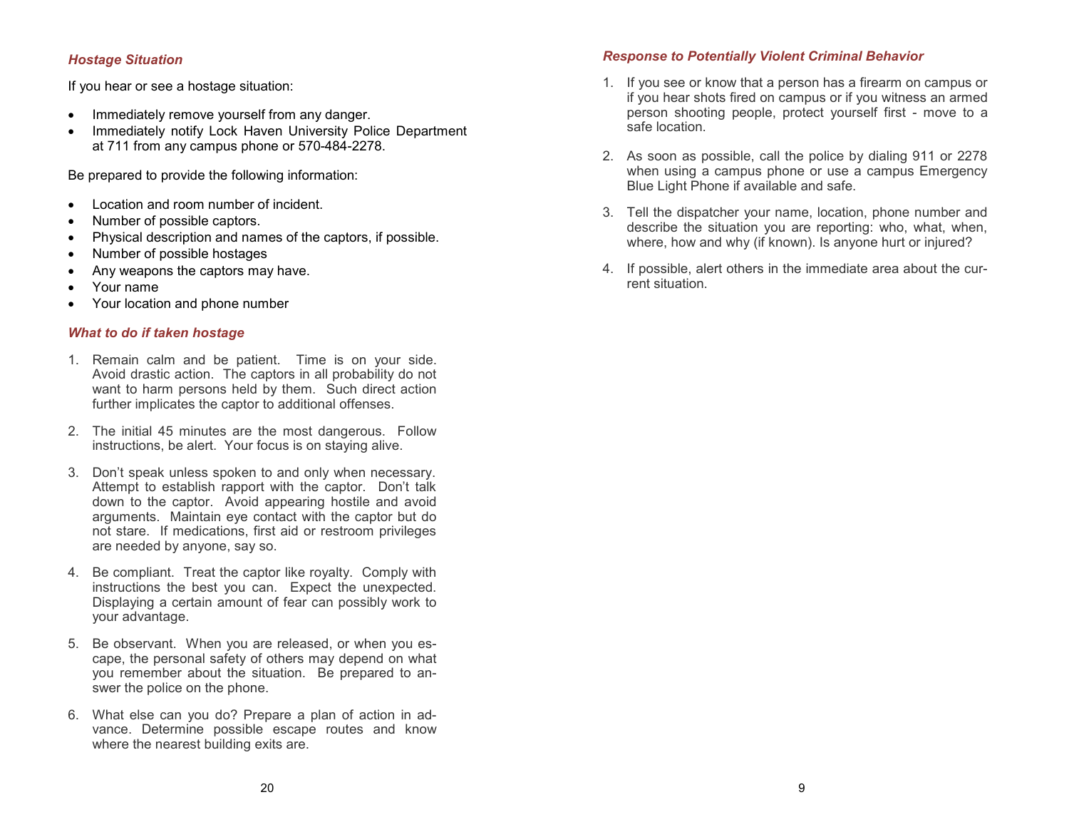### *Hostage Situation*

If you hear or see a hostage situation:

- Immediately remove yourself from any danger.
- Immediately notify Lock Haven University Police Department at 711 from any campus phone or 570-484-2278.

Be prepared to provide the following information:

- Location and room number of incident.
- Number of possible captors.
- Physical description and names of the captors, if possible.
- Number of possible hostages
- Any weapons the captors may have.
- Your name
- Your location and phone number

### *What to do if taken hostage*

1. Remain calm and be patient. Time is on your side. Avoid drastic action. The captors in all probability do not want to harm persons held by them. Such direct action further implicates the captor to additional offenses.

2. The initial 45 minutes are the most dangerous. Follow instructions, be alert. Your focus is on staying alive.

3. Don't speak unless spoken to and only when necessary. Attempt to establish rapport with the captor. Don't talk down to the captor. Avoid appearing hostile and avoid arguments. Maintain eye contact with the captor but do not stare. If medications, first aid or restroom privileges are needed by anyone, say so.

4. Be compliant. Treat the captor like royalty. Comply with instructions the best you can. Expect the unexpected. Displaying a certain amount of fear can possibly work to your advantage.

5. Be observant. When you are released, or when you escape, the personal safety of others may depend on what you remember about the situation. Be prepared to answer the police on the phone.

6. What else can you do? Prepare a plan of action in advance. Determine possible escape routes and know where the nearest building exits are.

### *Response to Potentially Violent Criminal Behavior*

1. If you see or know that a person has a firearm on campus or if you hear shots fired on campus or if you witness an armed person shooting people, protect yourself first - move to a safe location.

2. As soon as possible, call the police by dialing 911 or 2278 when using a campus phone or use a campus Emergency Blue Light Phone if available and safe.

3. Tell the dispatcher your name, location, phone number and describe the situation you are reporting: who, what, when, where, how and why (if known). Is anyone hurt or injured?

4. If possible, alert others in the immediate area about the current situation.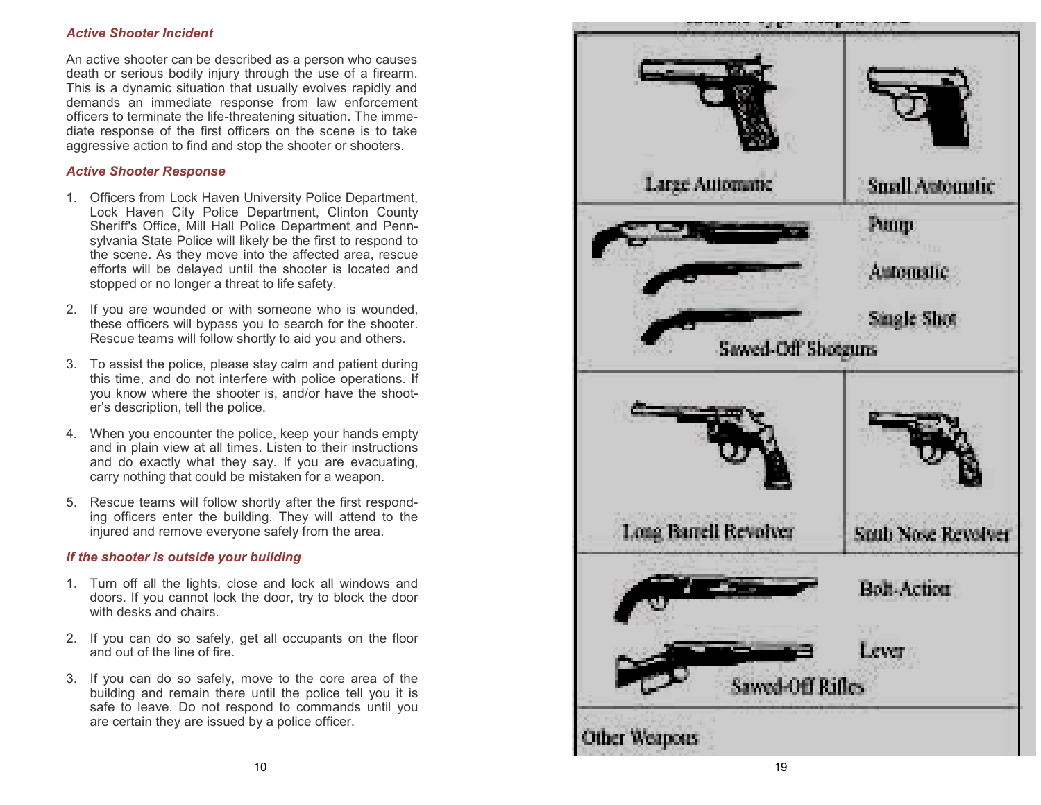### *Active Shooter Incident*

An active shooter can be described as a person who causes death or serious bodily injury through the use of a firearm. This is a dynamic situation that usually evolves rapidly and demands an immediate response from law enforcement officers to terminate the life-threatening situation. The immediate response of the first officers on the scene is to take aggressive action to find and stop the shooter or shooters.

### *Active Shooter Response*

1. Officers from Lock Haven University Police Department, Lock Haven City Police Department, Clinton County Sheriff's Office, Mill Hall Police Department and Pennsylvania State Police will likely be the first to respond to the scene. As they move into the affected area, rescue efforts will be delayed until the shooter is located and stopped or no longer a threat to life safety.
2. If you are wounded or with someone who is wounded, these officers will bypass you to search for the shooter. Rescue teams will follow shortly to aid you and others.
3. To assist the police, please stay calm and patient during this time, and do not interfere with police operations. If you know where the shooter is, and/or have the shooter's description, tell the police.
4. When you encounter the police, keep your hands empty and in plain view at all times. Listen to their instructions and do exactly what they say. If you are evacuating, carry nothing that could be mistaken for a weapon.
5. Rescue teams will follow shortly after the first responding officers enter the building. They will attend to the injured and remove everyone safely from the area.

### *If the shooter is outside your building*

1. Turn off all the lights, close and lock all windows and doors. If you cannot lock the door, try to block the door with desks and chairs.
2. If you can do so safely, get all occupants on the floor and out of the line of fire.
3. If you can do so safely, move to the core area of the building and remain there until the police tell you it is safe to leave. Do not respond to commands until you are certain they are issued by a police officer.

Large Automatic | Small Automatic

Sawed-Off Shotguns: Pump, Automatic, Single Shot

Long Barrell Revolver | Snub Nose Revolver

Sawed-Off Rifles: Bolt-Action, Lever

Other Weapons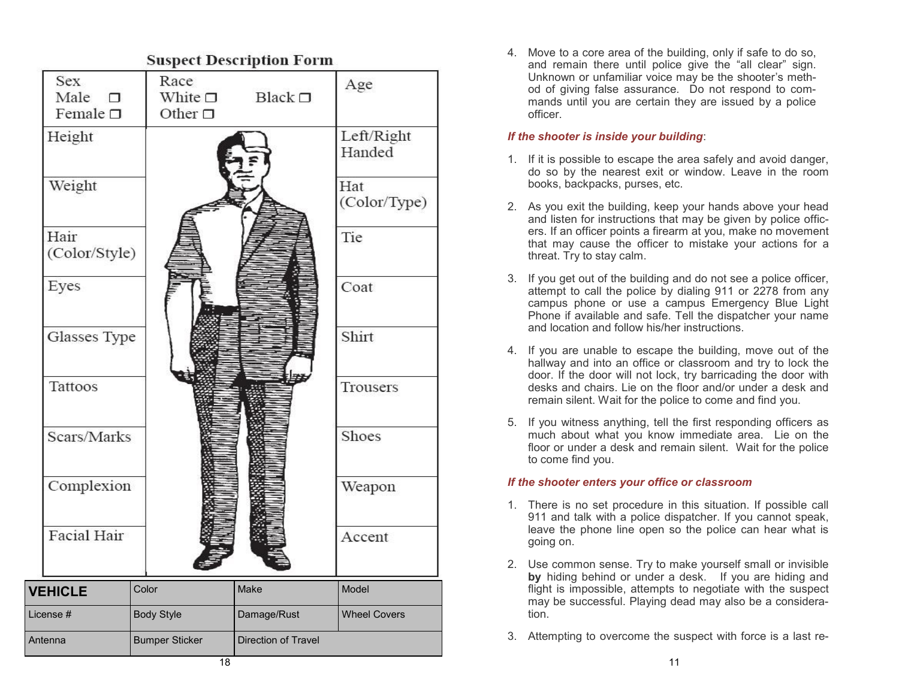## Suspect Description Form

| Sex<br>Male ❐<br>Female ❐ | Race<br>White ❐ Black ❐<br>Other ❐ | Age |
|---|---|---|
| Height | | Left/Right Handed |
| Weight | | Hat (Color/Type) |
| Hair (Color/Style) | | Tie |
| Eyes | | Coat |
| Glasses Type | | Shirt |
| Tattoos | | Trousers |
| Scars/Marks | | Shoes |
| Complexion | | Weapon |
| Facial Hair | | Accent |

| **VEHICLE** | Color | Make | Model |
|---|---|---|---|
| License # | Body Style | Damage/Rust | Wheel Covers |
| Antenna | Bumper Sticker | Direction of Travel | |

4. Move to a core area of the building, only if safe to do so, and remain there until police give the "all clear" sign. Unknown or unfamiliar voice may be the shooter's method of giving false assurance. Do not respond to commands until you are certain they are issued by a police officer.

***If the shooter is inside your building***:

1. If it is possible to escape the area safely and avoid danger, do so by the nearest exit or window. Leave in the room books, backpacks, purses, etc.

2. As you exit the building, keep your hands above your head and listen for instructions that may be given by police officers. If an officer points a firearm at you, make no movement that may cause the officer to mistake your actions for a threat. Try to stay calm.

3. If you get out of the building and do not see a police officer, attempt to call the police by dialing 911 or 2278 from any campus phone or use a campus Emergency Blue Light Phone if available and safe. Tell the dispatcher your name and location and follow his/her instructions.

4. If you are unable to escape the building, move out of the hallway and into an office or classroom and try to lock the door. If the door will not lock, try barricading the door with desks and chairs. Lie on the floor and/or under a desk and remain silent. Wait for the police to come and find you.

5. If you witness anything, tell the first responding officers as much about what you know immediate area. Lie on the floor or under a desk and remain silent. Wait for the police to come find you.

***If the shooter enters your office or classroom***

1. There is no set procedure in this situation. If possible call 911 and talk with a police dispatcher. If you cannot speak, leave the phone line open so the police can hear what is going on.

2. Use common sense. Try to make yourself small or invisible **by** hiding behind or under a desk. If you are hiding and flight is impossible, attempts to negotiate with the suspect may be successful. Playing dead may also be a consideration.

3. Attempting to overcome the suspect with force is a last re-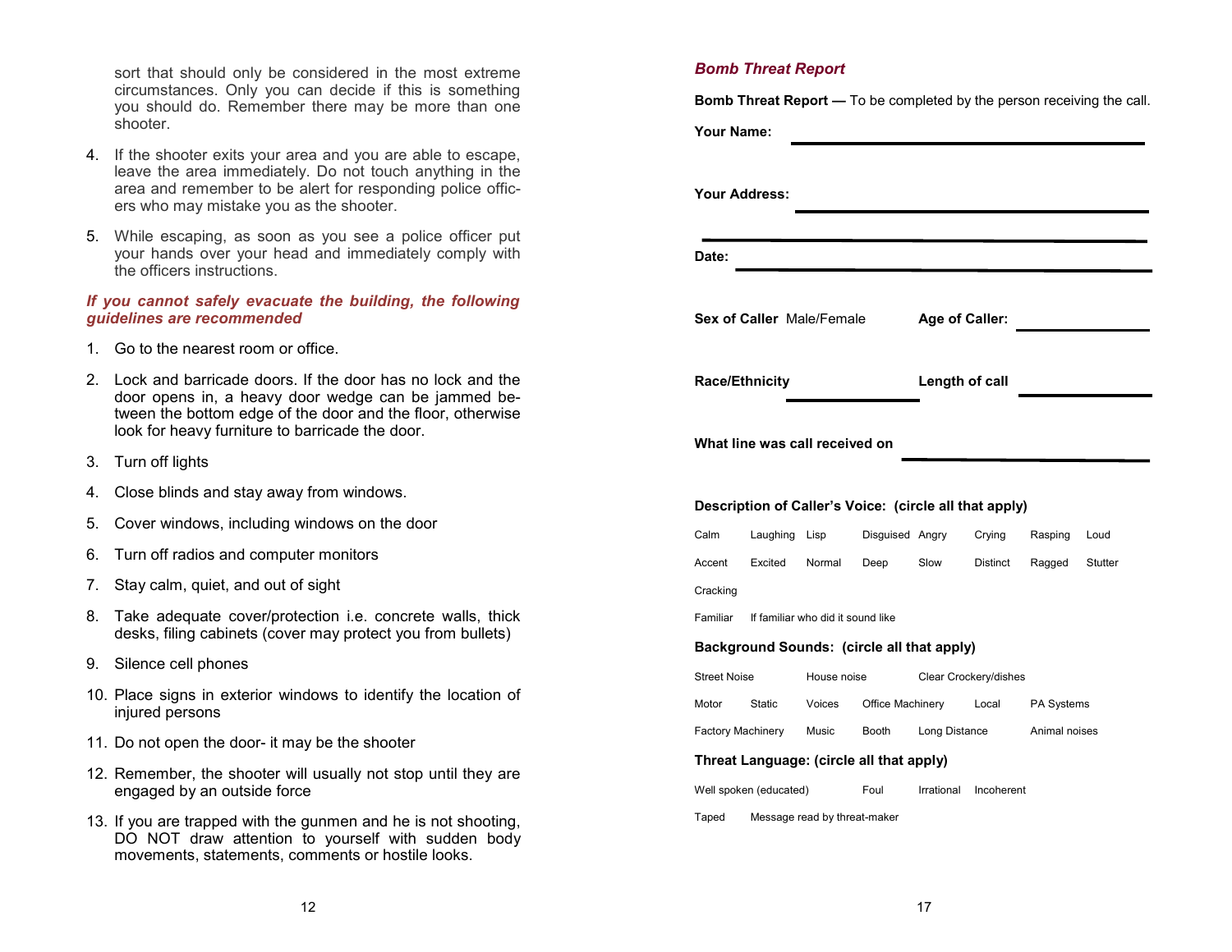sort that should only be considered in the most extreme circumstances. Only you can decide if this is something you should do. Remember there may be more than one shooter.

4. If the shooter exits your area and you are able to escape, leave the area immediately. Do not touch anything in the area and remember to be alert for responding police officers who may mistake you as the shooter.

5. While escaping, as soon as you see a police officer put your hands over your head and immediately comply with the officers instructions.

***If you cannot safely evacuate the building, the following guidelines are recommended***

1. Go to the nearest room or office.
2. Lock and barricade doors. If the door has no lock and the door opens in, a heavy door wedge can be jammed between the bottom edge of the door and the floor, otherwise look for heavy furniture to barricade the door.
3. Turn off lights
4. Close blinds and stay away from windows.
5. Cover windows, including windows on the door
6. Turn off radios and computer monitors
7. Stay calm, quiet, and out of sight
8. Take adequate cover/protection i.e. concrete walls, thick desks, filing cabinets (cover may protect you from bullets)
9. Silence cell phones
10. Place signs in exterior windows to identify the location of injured persons
11. Do not open the door- it may be the shooter
12. Remember, the shooter will usually not stop until they are engaged by an outside force
13. If you are trapped with the gunmen and he is not shooting, DO NOT draw attention to yourself with sudden body movements, statements, comments or hostile looks.

***Bomb Threat Report***

**Bomb Threat Report —** To be completed by the person receiving the call.

**Your Name:** ______________________________

**Your Address:** ______________________________

______________________________

**Date:** ______________________________

**Sex of Caller** Male/Female **Age of Caller:** ______________

**Race/Ethnicity** ______________ **Length of call** ______________

**What line was call received on** ______________________

**Description of Caller's Voice: (circle all that apply)**

| | | | | | | | |
|---|---|---|---|---|---|---|---|
| Calm | Laughing | Lisp | Disguised | Angry | Crying | Rasping | Loud |
| Accent | Excited | Normal | Deep | Slow | Distinct | Ragged | Stutter |
| Cracking | | | | | | | |

Familiar If familiar who did it sound like

**Background Sounds: (circle all that apply)**

| | | | | | | |
|---|---|---|---|---|---|---|
| Street Noise | | House noise | | Clear Crockery/dishes | | |
| Motor | Static | Voices | Office Machinery | | Local | PA Systems |
| Factory Machinery | | Music | Booth | Long Distance | | Animal noises |

**Threat Language: (circle all that apply)**

| | | | | |
|---|---|---|---|---|
| Well spoken (educated) | | Foul | Irrational | Incoherent |
| Taped | Message read by threat-maker | | | |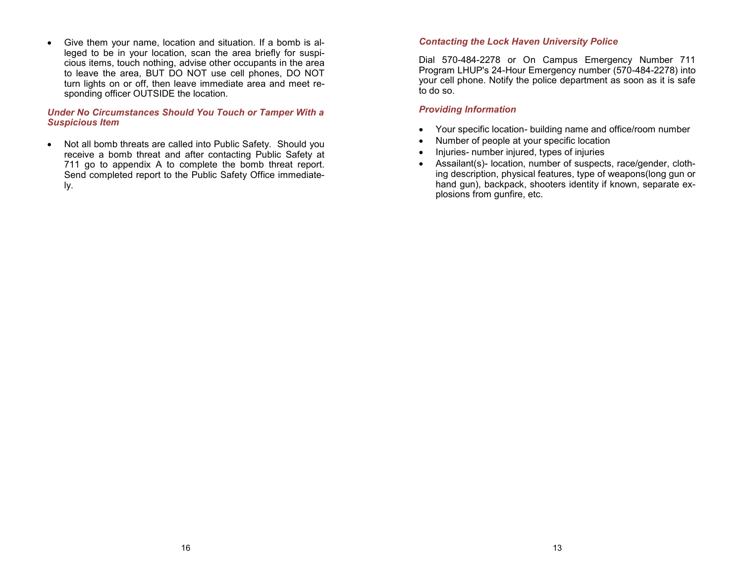- Give them your name, location and situation. If a bomb is alleged to be in your location, scan the area briefly for suspicious items, touch nothing, advise other occupants in the area to leave the area, BUT DO NOT use cell phones, DO NOT turn lights on or off, then leave immediate area and meet responding officer OUTSIDE the location.

### *Under No Circumstances Should You Touch or Tamper With a Suspicious Item*

- Not all bomb threats are called into Public Safety. Should you receive a bomb threat and after contacting Public Safety at 711 go to appendix A to complete the bomb threat report. Send completed report to the Public Safety Office immediately.

### *Contacting the Lock Haven University Police*

Dial 570-484-2278 or On Campus Emergency Number 711 Program LHUP's 24-Hour Emergency number (570-484-2278) into your cell phone. Notify the police department as soon as it is safe to do so.

### *Providing Information*

- Your specific location- building name and office/room number
- Number of people at your specific location
- Injuries- number injured, types of injuries
- Assailant(s)- location, number of suspects, race/gender, clothing description, physical features, type of weapons(long gun or hand gun), backpack, shooters identity if known, separate explosions from gunfire, etc.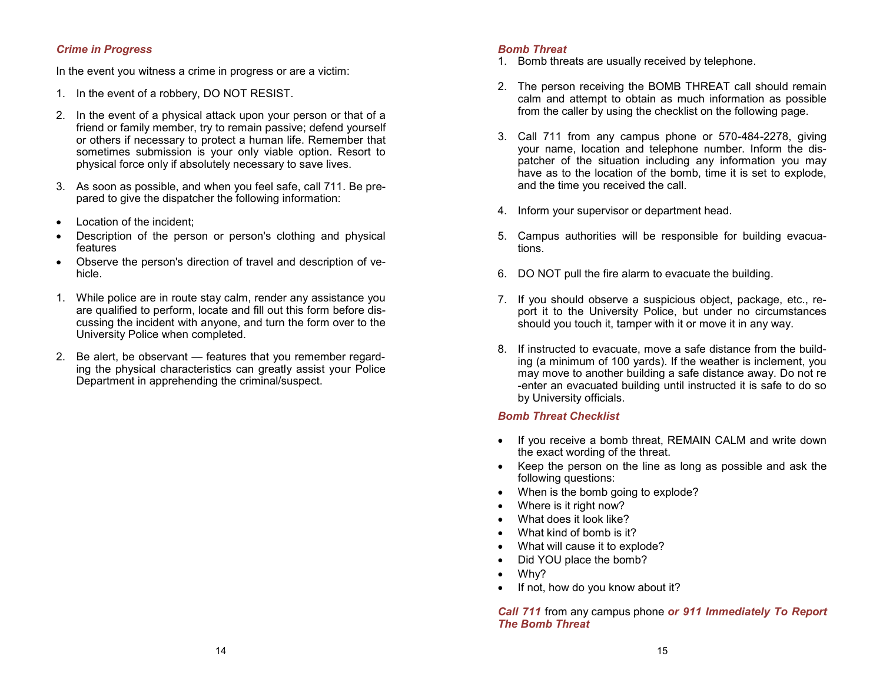### *Crime in Progress*

In the event you witness a crime in progress or are a victim:

1. In the event of a robbery, DO NOT RESIST.
2. In the event of a physical attack upon your person or that of a friend or family member, try to remain passive; defend yourself or others if necessary to protect a human life. Remember that sometimes submission is your only viable option. Resort to physical force only if absolutely necessary to save lives.
3. As soon as possible, and when you feel safe, call 711. Be prepared to give the dispatcher the following information:

- Location of the incident;
- Description of the person or person's clothing and physical features
- Observe the person's direction of travel and description of vehicle.

1. While police are in route stay calm, render any assistance you are qualified to perform, locate and fill out this form before discussing the incident with anyone, and turn the form over to the University Police when completed.
2. Be alert, be observant — features that you remember regarding the physical characteristics can greatly assist your Police Department in apprehending the criminal/suspect.

### *Bomb Threat*

1. Bomb threats are usually received by telephone.
2. The person receiving the BOMB THREAT call should remain calm and attempt to obtain as much information as possible from the caller by using the checklist on the following page.
3. Call 711 from any campus phone or 570-484-2278, giving your name, location and telephone number. Inform the dispatcher of the situation including any information you may have as to the location of the bomb, time it is set to explode, and the time you received the call.
4. Inform your supervisor or department head.
5. Campus authorities will be responsible for building evacuations.
6. DO NOT pull the fire alarm to evacuate the building.
7. If you should observe a suspicious object, package, etc., report it to the University Police, but under no circumstances should you touch it, tamper with it or move it in any way.
8. If instructed to evacuate, move a safe distance from the building (a minimum of 100 yards). If the weather is inclement, you may move to another building a safe distance away. Do not re-enter an evacuated building until instructed it is safe to do so by University officials.

### *Bomb Threat Checklist*

- If you receive a bomb threat, REMAIN CALM and write down the exact wording of the threat.
- Keep the person on the line as long as possible and ask the following questions:
- When is the bomb going to explode?
- Where is it right now?
- What does it look like?
- What kind of bomb is it?
- What will cause it to explode?
- Did YOU place the bomb?
- Why?
- If not, how do you know about it?

***Call 711*** from any campus phone ***or 911 Immediately To Report The Bomb Threat***